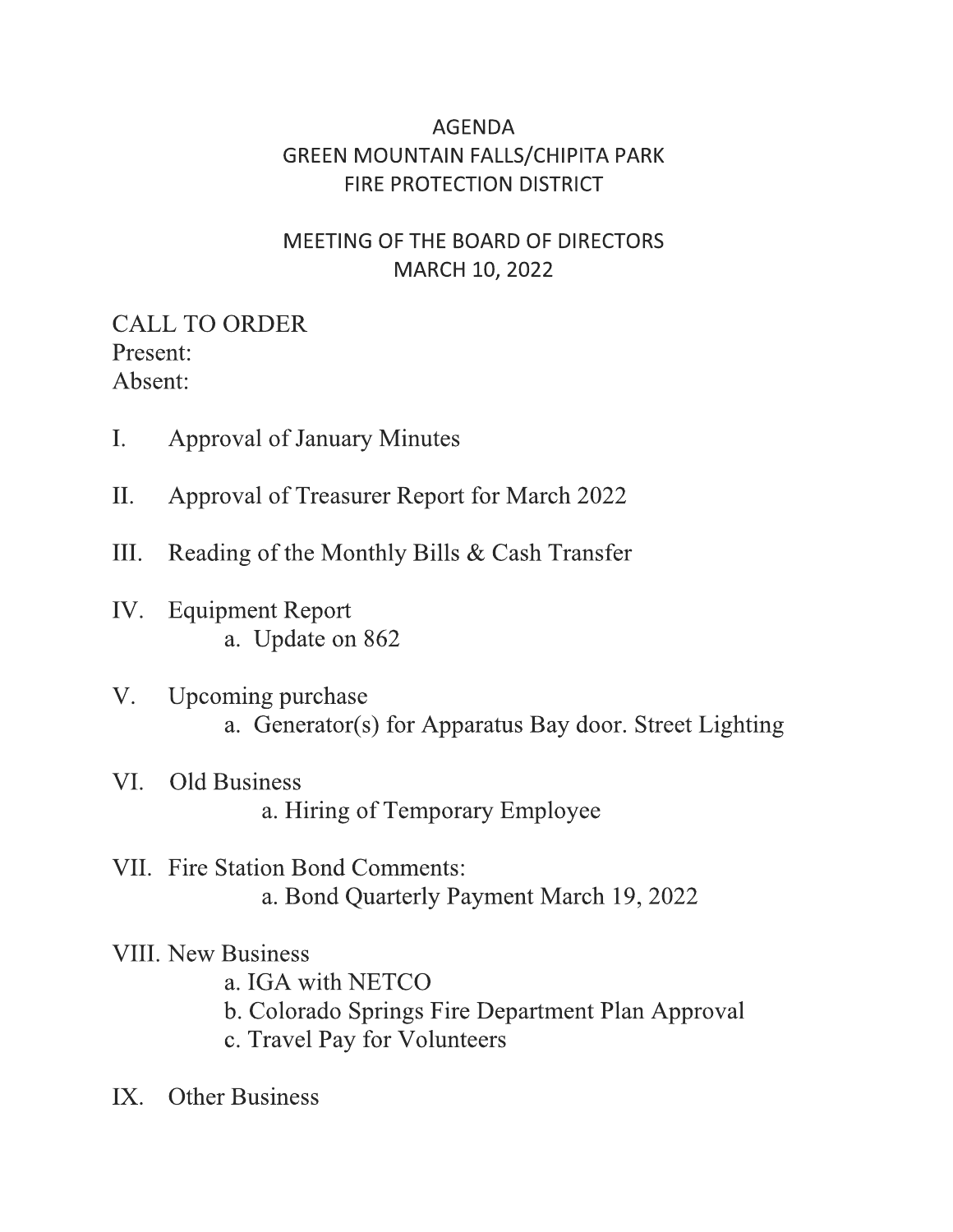# AGENDA
# GREEN MOUNTAIN FALLS/CHIPITA PARK
# FIRE PROTECTION DISTRICT

## MEETING OF THE BOARD OF DIRECTORS
## MARCH 10, 2022

CALL TO ORDER
Present:
Absent:

I. Approval of January Minutes

II. Approval of Treasurer Report for March 2022

III. Reading of the Monthly Bills & Cash Transfer

IV. Equipment Report
   a. Update on 862

V. Upcoming purchase
   a. Generator(s) for Apparatus Bay door. Street Lighting

VI. Old Business
   a. Hiring of Temporary Employee

VII. Fire Station Bond Comments:
   a. Bond Quarterly Payment March 19, 2022

VIII. New Business
   a. IGA with NETCO
   b. Colorado Springs Fire Department Plan Approval
   c. Travel Pay for Volunteers

IX. Other Business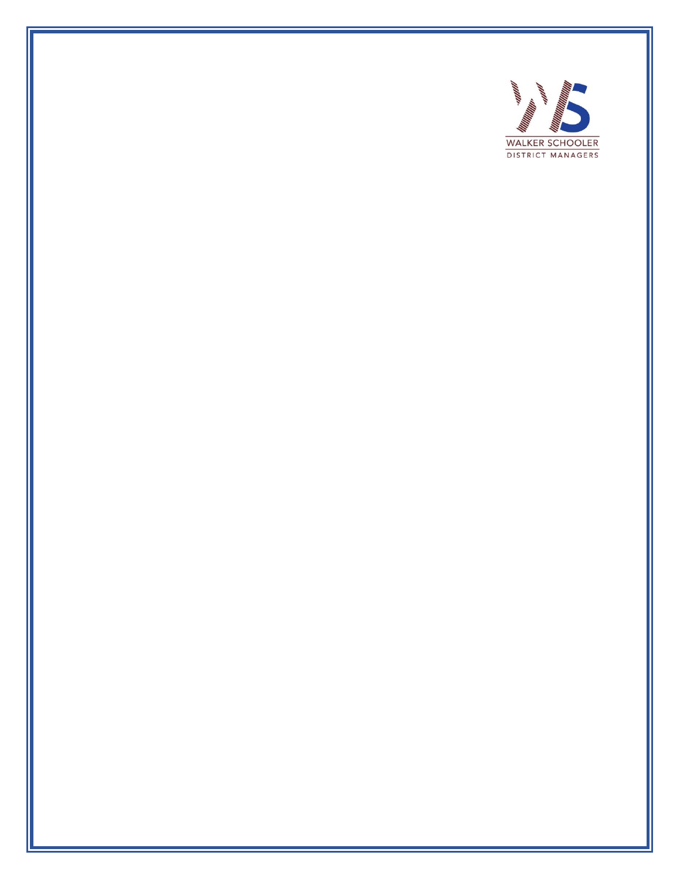WALKER SCHOOLER
DISTRICT MANAGERS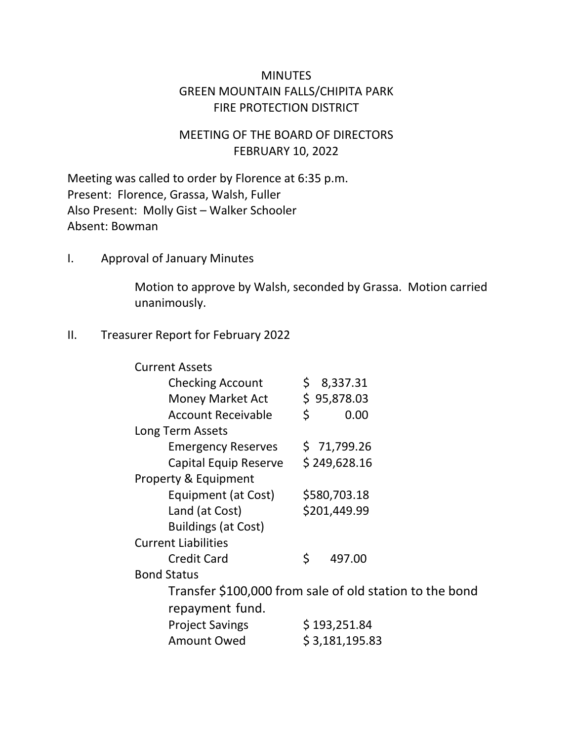MINUTES

GREEN MOUNTAIN FALLS/CHIPITA PARK

FIRE PROTECTION DISTRICT

MEETING OF THE BOARD OF DIRECTORS

FEBRUARY 10, 2022

Meeting was called to order by Florence at 6:35 p.m.
Present: Florence, Grassa, Walsh, Fuller
Also Present: Molly Gist – Walker Schooler
Absent: Bowman

I. Approval of January Minutes

Motion to approve by Walsh, seconded by Grassa. Motion carried unanimously.

II. Treasurer Report for February 2022

| | |
|---|---|
| Current Assets | |
| Checking Account | $ 8,337.31 |
| Money Market Act | $ 95,878.03 |
| Account Receivable | $ 0.00 |
| Long Term Assets | |
| Emergency Reserves | $ 71,799.26 |
| Capital Equip Reserve | $ 249,628.16 |
| Property & Equipment | |
| Equipment (at Cost) | $580,703.18 |
| Land (at Cost) | $201,449.99 |
| Buildings (at Cost) | |
| Current Liabilities | |
| Credit Card | $ 497.00 |

Bond Status

Transfer $100,000 from sale of old station to the bond repayment fund.

| | |
|---|---|
| Project Savings | $ 193,251.84 |
| Amount Owed | $ 3,181,195.83 |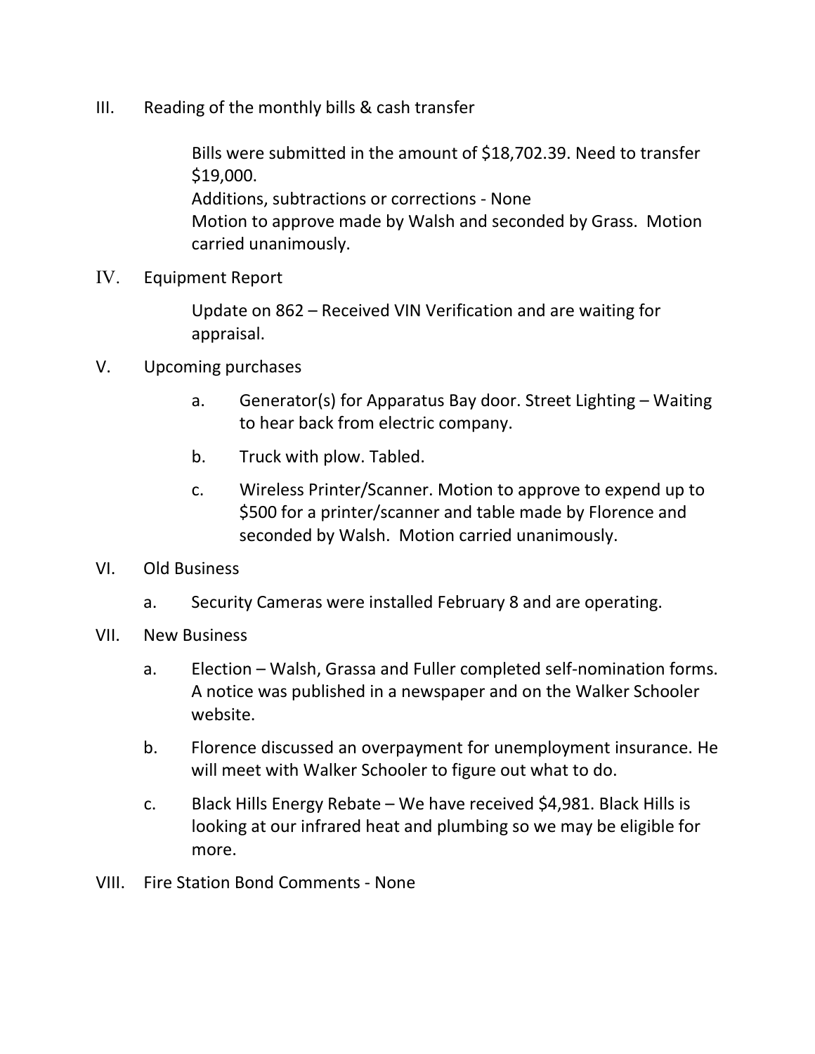III. Reading of the monthly bills & cash transfer

Bills were submitted in the amount of $18,702.39. Need to transfer $19,000.
Additions, subtractions or corrections - None
Motion to approve made by Walsh and seconded by Grass. Motion carried unanimously.

IV. Equipment Report

Update on 862 – Received VIN Verification and are waiting for appraisal.

V. Upcoming purchases

a. Generator(s) for Apparatus Bay door. Street Lighting – Waiting to hear back from electric company.

b. Truck with plow. Tabled.

c. Wireless Printer/Scanner. Motion to approve to expend up to $500 for a printer/scanner and table made by Florence and seconded by Walsh. Motion carried unanimously.

VI. Old Business

a. Security Cameras were installed February 8 and are operating.

VII. New Business

a. Election – Walsh, Grassa and Fuller completed self-nomination forms. A notice was published in a newspaper and on the Walker Schooler website.

b. Florence discussed an overpayment for unemployment insurance. He will meet with Walker Schooler to figure out what to do.

c. Black Hills Energy Rebate – We have received $4,981. Black Hills is looking at our infrared heat and plumbing so we may be eligible for more.

VIII. Fire Station Bond Comments - None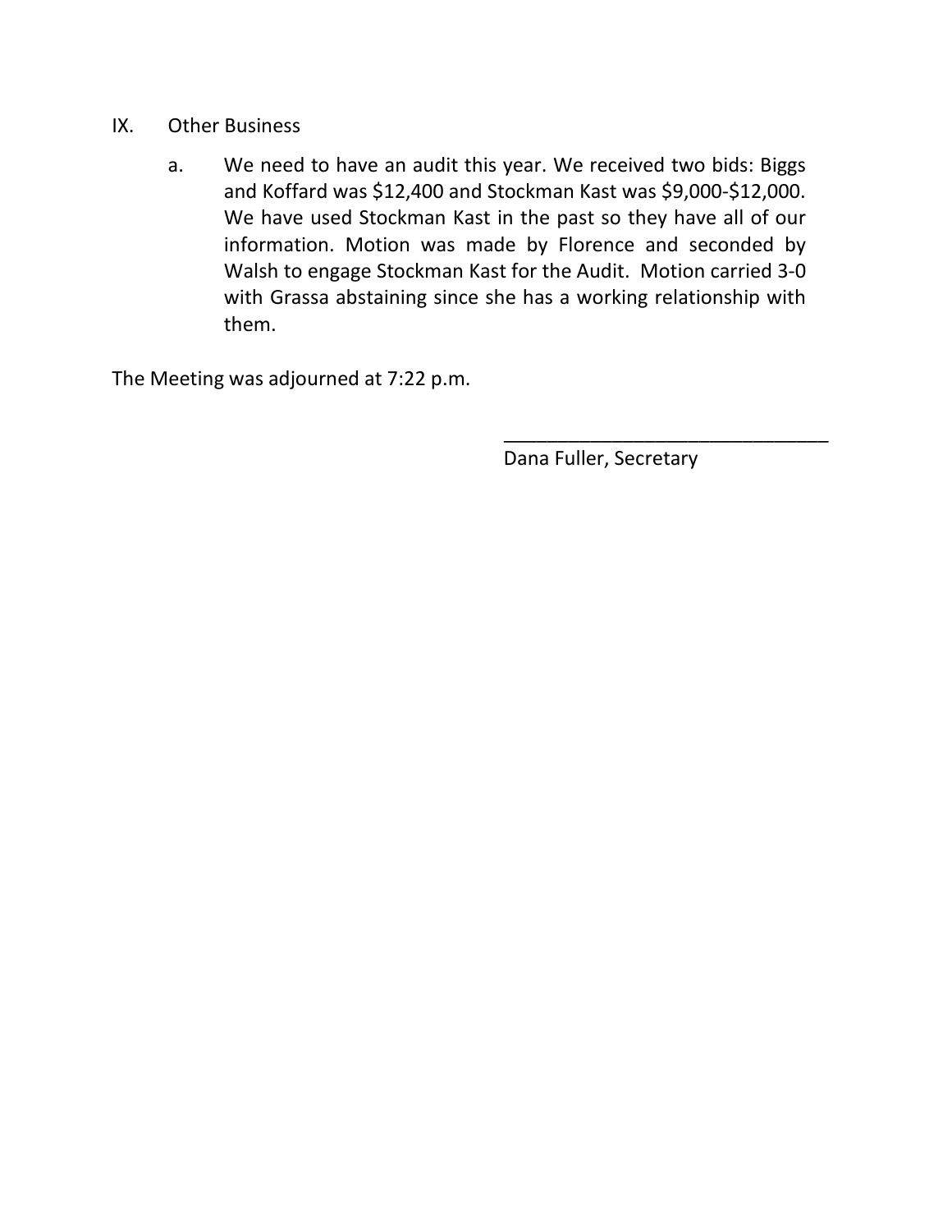IX. Other Business

a. We need to have an audit this year. We received two bids: Biggs and Koffard was $12,400 and Stockman Kast was $9,000-$12,000. We have used Stockman Kast in the past so they have all of our information. Motion was made by Florence and seconded by Walsh to engage Stockman Kast for the Audit. Motion carried 3-0 with Grassa abstaining since she has a working relationship with them.

The Meeting was adjourned at 7:22 p.m.

\_\_\_\_\_\_\_\_\_\_\_\_\_\_\_\_\_\_\_\_\_\_\_\_\_\_\_\_\_\_\_\_

Dana Fuller, Secretary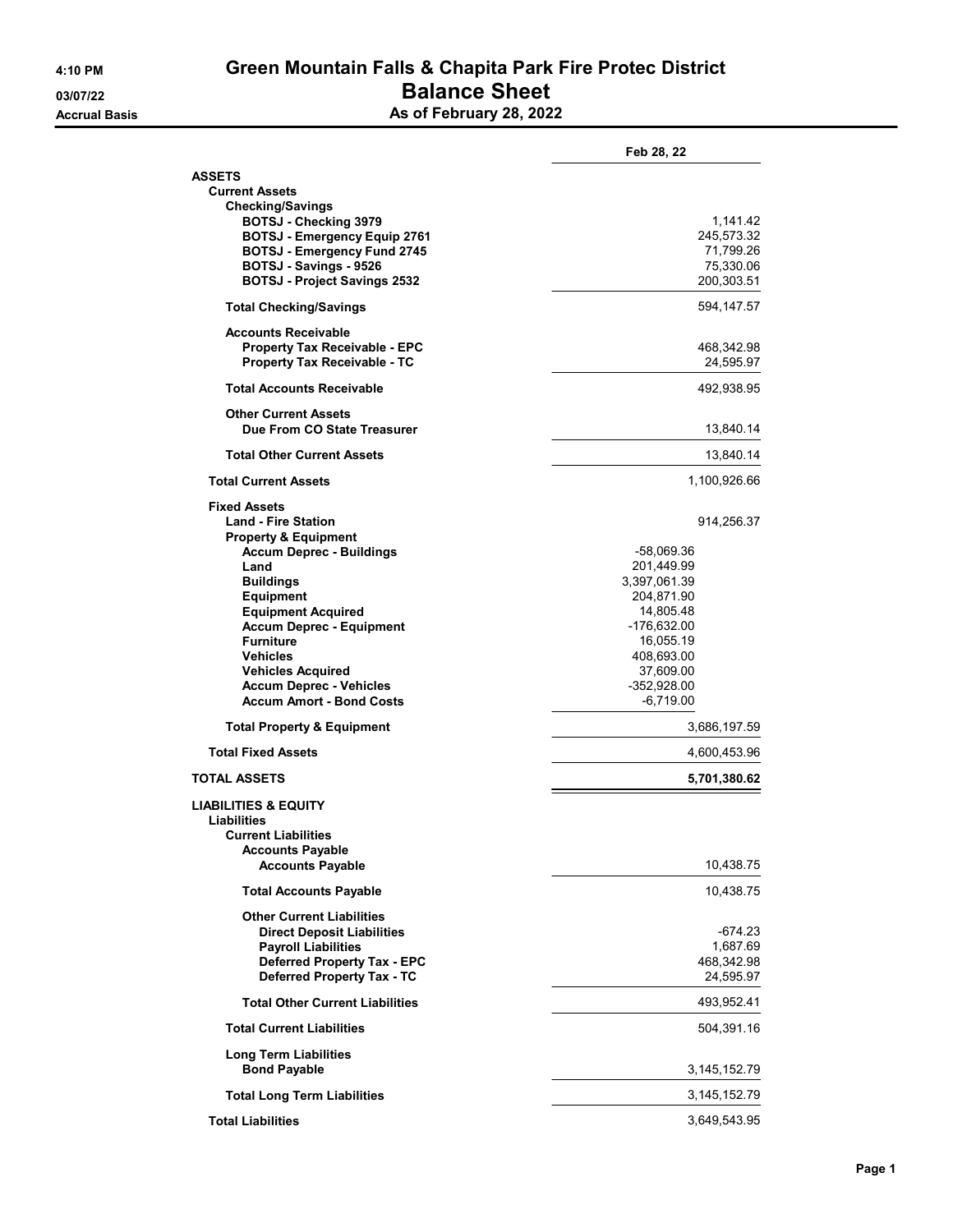**4:10 PM**
**03/07/22**
**Accrual Basis**

# Green Mountain Falls & Chapita Park Fire Protec District
## Balance Sheet
### As of February 28, 2022

| | | Feb 28, 22 |
|---|---|---|
| **ASSETS** | | |
| **Current Assets** | | |
| **Checking/Savings** | | |
| **BOTSJ - Checking 3979** | | 1,141.42 |
| **BOTSJ - Emergency Equip 2761** | | 245,573.32 |
| **BOTSJ - Emergency Fund 2745** | | 71,799.26 |
| **BOTSJ - Savings - 9526** | | 75,330.06 |
| **BOTSJ - Project Savings 2532** | | 200,303.51 |
| **Total Checking/Savings** | | 594,147.57 |
| **Accounts Receivable** | | |
| **Property Tax Receivable - EPC** | | 468,342.98 |
| **Property Tax Receivable - TC** | | 24,595.97 |
| **Total Accounts Receivable** | | 492,938.95 |
| **Other Current Assets** | | |
| **Due From CO State Treasurer** | | 13,840.14 |
| **Total Other Current Assets** | | 13,840.14 |
| **Total Current Assets** | | 1,100,926.66 |
| **Fixed Assets** | | |
| **Land - Fire Station** | | 914,256.37 |
| **Property & Equipment** | | |
| **Accum Deprec - Buildings** | -58,069.36 | |
| **Land** | 201,449.99 | |
| **Buildings** | 3,397,061.39 | |
| **Equipment** | 204,871.90 | |
| **Equipment Acquired** | 14,805.48 | |
| **Accum Deprec - Equipment** | -176,632.00 | |
| **Furniture** | 16,055.19 | |
| **Vehicles** | 408,693.00 | |
| **Vehicles Acquired** | 37,609.00 | |
| **Accum Deprec - Vehicles** | -352,928.00 | |
| **Accum Amort - Bond Costs** | -6,719.00 | |
| **Total Property & Equipment** | | 3,686,197.59 |
| **Total Fixed Assets** | | 4,600,453.96 |
| **TOTAL ASSETS** | | **5,701,380.62** |
| **LIABILITIES & EQUITY** | | |
| **Liabilities** | | |
| **Current Liabilities** | | |
| **Accounts Payable** | | |
| **Accounts Payable** | | 10,438.75 |
| **Total Accounts Payable** | | 10,438.75 |
| **Other Current Liabilities** | | |
| **Direct Deposit Liabilities** | | -674.23 |
| **Payroll Liabilities** | | 1,687.69 |
| **Deferred Property Tax - EPC** | | 468,342.98 |
| **Deferred Property Tax - TC** | | 24,595.97 |
| **Total Other Current Liabilities** | | 493,952.41 |
| **Total Current Liabilities** | | 504,391.16 |
| **Long Term Liabilities** | | |
| **Bond Payable** | | 3,145,152.79 |
| **Total Long Term Liabilities** | | 3,145,152.79 |
| **Total Liabilities** | | 3,649,543.95 |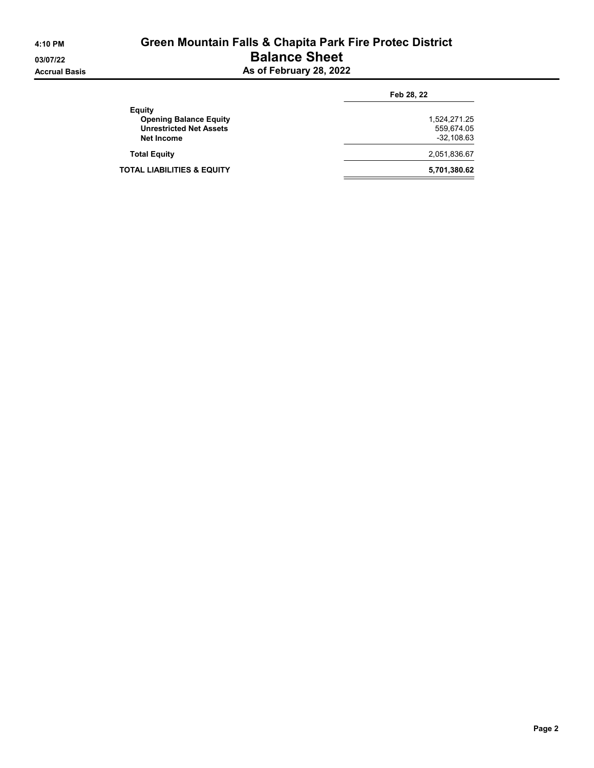# Green Mountain Falls & Chapita Park Fire Protec District

## Balance Sheet

### As of February 28, 2022

4:10 PM

03/07/22

Accrual Basis

| | Feb 28, 22 |
|---|---|
| **Equity** | |
| **Opening Balance Equity** | 1,524,271.25 |
| **Unrestricted Net Assets** | 559,674.05 |
| **Net Income** | -32,108.63 |
| **Total Equity** | 2,051,836.67 |
| **TOTAL LIABILITIES & EQUITY** | **5,701,380.62** |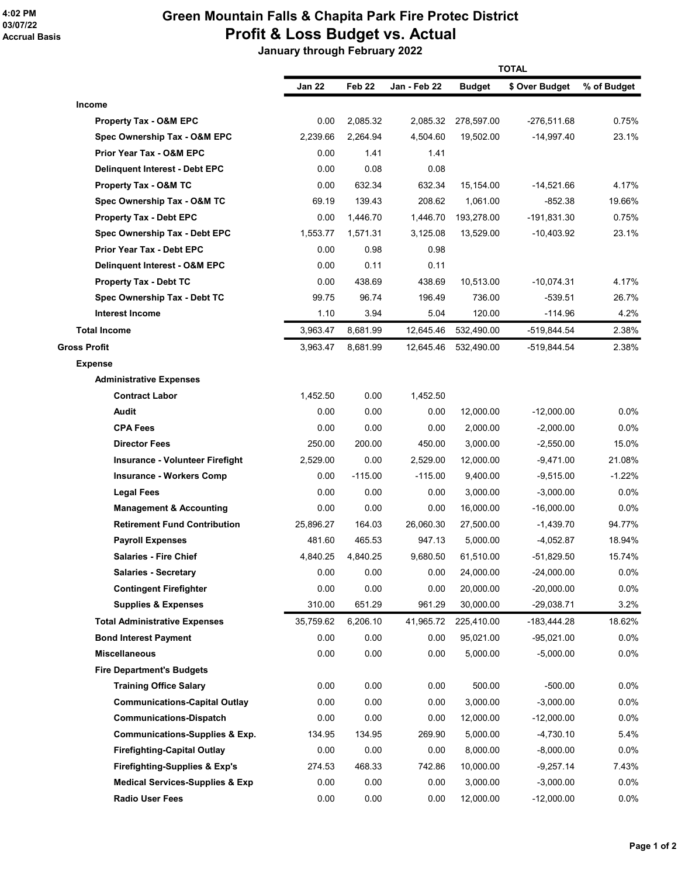# Green Mountain Falls & Chapita Park Fire Protec District

## Profit & Loss Budget vs. Actual

### January through February 2022

4:02 PM
03/07/22
Accrual Basis

| | Jan 22 | Feb 22 | Jan - Feb 22 | Budget | $ Over Budget | % of Budget |
|---|---|---|---|---|---|---|
| **Income** | | | | | | |
| **Property Tax - O&M EPC** | 0.00 | 2,085.32 | 2,085.32 | 278,597.00 | -276,511.68 | 0.75% |
| **Spec Ownership Tax - O&M EPC** | 2,239.66 | 2,264.94 | 4,504.60 | 19,502.00 | -14,997.40 | 23.1% |
| **Prior Year Tax - O&M EPC** | 0.00 | 1.41 | 1.41 | | | |
| **Delinquent Interest - Debt EPC** | 0.00 | 0.08 | 0.08 | | | |
| **Property Tax - O&M TC** | 0.00 | 632.34 | 632.34 | 15,154.00 | -14,521.66 | 4.17% |
| **Spec Ownership Tax - O&M TC** | 69.19 | 139.43 | 208.62 | 1,061.00 | -852.38 | 19.66% |
| **Property Tax - Debt EPC** | 0.00 | 1,446.70 | 1,446.70 | 193,278.00 | -191,831.30 | 0.75% |
| **Spec Ownership Tax - Debt EPC** | 1,553.77 | 1,571.31 | 3,125.08 | 13,529.00 | -10,403.92 | 23.1% |
| **Prior Year Tax - Debt EPC** | 0.00 | 0.98 | 0.98 | | | |
| **Delinquent Interest - O&M EPC** | 0.00 | 0.11 | 0.11 | | | |
| **Property Tax - Debt TC** | 0.00 | 438.69 | 438.69 | 10,513.00 | -10,074.31 | 4.17% |
| **Spec Ownership Tax - Debt TC** | 99.75 | 96.74 | 196.49 | 736.00 | -539.51 | 26.7% |
| **Interest Income** | 1.10 | 3.94 | 5.04 | 120.00 | -114.96 | 4.2% |
| **Total Income** | 3,963.47 | 8,681.99 | 12,645.46 | 532,490.00 | -519,844.54 | 2.38% |
| **Gross Profit** | 3,963.47 | 8,681.99 | 12,645.46 | 532,490.00 | -519,844.54 | 2.38% |
| **Expense** | | | | | | |
| **Administrative Expenses** | | | | | | |
| **Contract Labor** | 1,452.50 | 0.00 | 1,452.50 | | | |
| **Audit** | 0.00 | 0.00 | 0.00 | 12,000.00 | -12,000.00 | 0.0% |
| **CPA Fees** | 0.00 | 0.00 | 0.00 | 2,000.00 | -2,000.00 | 0.0% |
| **Director Fees** | 250.00 | 200.00 | 450.00 | 3,000.00 | -2,550.00 | 15.0% |
| **Insurance - Volunteer Firefight** | 2,529.00 | 0.00 | 2,529.00 | 12,000.00 | -9,471.00 | 21.08% |
| **Insurance - Workers Comp** | 0.00 | -115.00 | -115.00 | 9,400.00 | -9,515.00 | -1.22% |
| **Legal Fees** | 0.00 | 0.00 | 0.00 | 3,000.00 | -3,000.00 | 0.0% |
| **Management & Accounting** | 0.00 | 0.00 | 0.00 | 16,000.00 | -16,000.00 | 0.0% |
| **Retirement Fund Contribution** | 25,896.27 | 164.03 | 26,060.30 | 27,500.00 | -1,439.70 | 94.77% |
| **Payroll Expenses** | 481.60 | 465.53 | 947.13 | 5,000.00 | -4,052.87 | 18.94% |
| **Salaries - Fire Chief** | 4,840.25 | 4,840.25 | 9,680.50 | 61,510.00 | -51,829.50 | 15.74% |
| **Salaries - Secretary** | 0.00 | 0.00 | 0.00 | 24,000.00 | -24,000.00 | 0.0% |
| **Contingent Firefighter** | 0.00 | 0.00 | 0.00 | 20,000.00 | -20,000.00 | 0.0% |
| **Supplies & Expenses** | 310.00 | 651.29 | 961.29 | 30,000.00 | -29,038.71 | 3.2% |
| **Total Administrative Expenses** | 35,759.62 | 6,206.10 | 41,965.72 | 225,410.00 | -183,444.28 | 18.62% |
| **Bond Interest Payment** | 0.00 | 0.00 | 0.00 | 95,021.00 | -95,021.00 | 0.0% |
| **Miscellaneous** | 0.00 | 0.00 | 0.00 | 5,000.00 | -5,000.00 | 0.0% |
| **Fire Department's Budgets** | | | | | | |
| **Training Office Salary** | 0.00 | 0.00 | 0.00 | 500.00 | -500.00 | 0.0% |
| **Communications-Capital Outlay** | 0.00 | 0.00 | 0.00 | 3,000.00 | -3,000.00 | 0.0% |
| **Communications-Dispatch** | 0.00 | 0.00 | 0.00 | 12,000.00 | -12,000.00 | 0.0% |
| **Communications-Supplies & Exp.** | 134.95 | 134.95 | 269.90 | 5,000.00 | -4,730.10 | 5.4% |
| **Firefighting-Capital Outlay** | 0.00 | 0.00 | 0.00 | 8,000.00 | -8,000.00 | 0.0% |
| **Firefighting-Supplies & Exp's** | 274.53 | 468.33 | 742.86 | 10,000.00 | -9,257.14 | 7.43% |
| **Medical Services-Supplies & Exp** | 0.00 | 0.00 | 0.00 | 3,000.00 | -3,000.00 | 0.0% |
| **Radio User Fees** | 0.00 | 0.00 | 0.00 | 12,000.00 | -12,000.00 | 0.0% |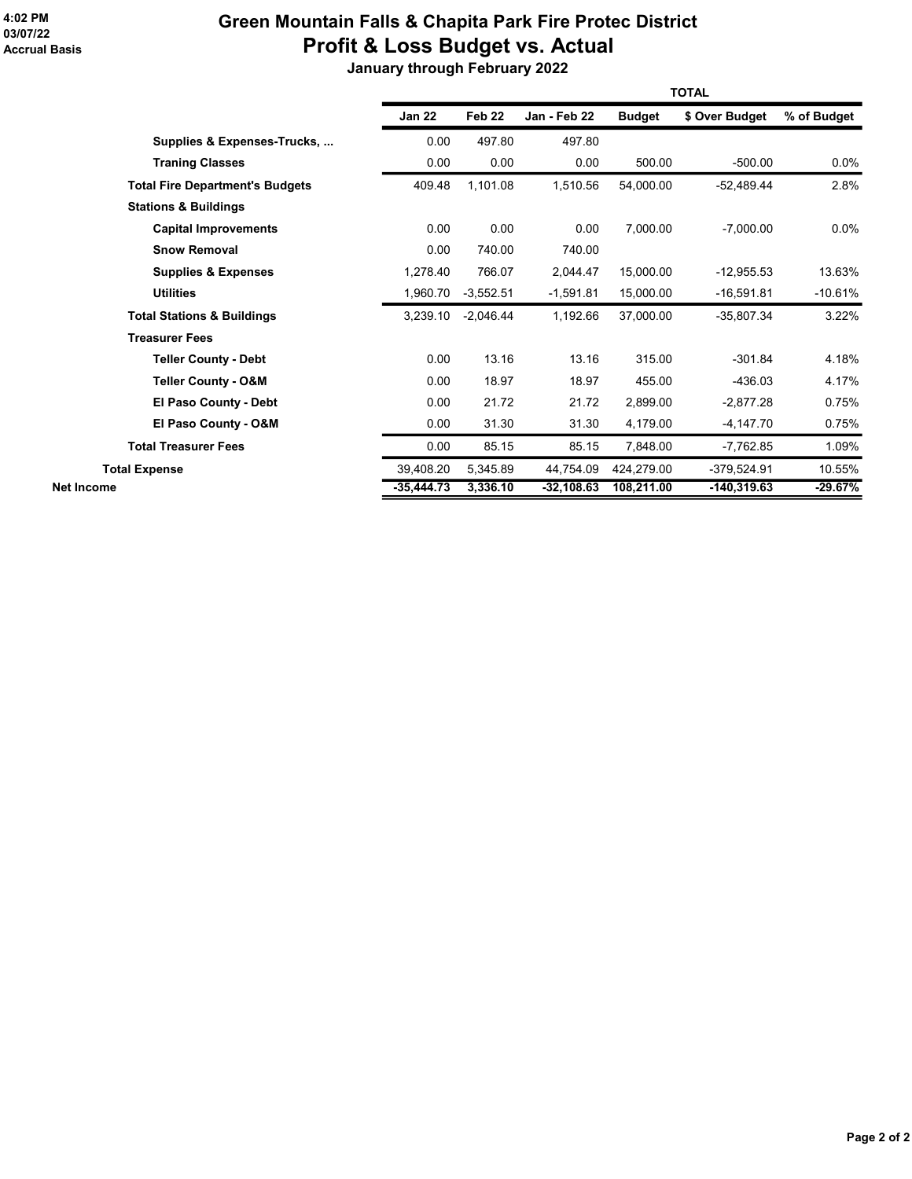4:02 PM
03/07/22
Accrual Basis

# Green Mountain Falls & Chapita Park Fire Protec District
## Profit & Loss Budget vs. Actual
### January through February 2022

| | Jan 22 | Feb 22 | Jan - Feb 22 | Budget | $ Over Budget | % of Budget |
|---|---|---|---|---|---|---|
| **Supplies & Expenses-Trucks, ...** | 0.00 | 497.80 | 497.80 | | | |
| **Traning Classes** | 0.00 | 0.00 | 0.00 | 500.00 | -500.00 | 0.0% |
| **Total Fire Department's Budgets** | 409.48 | 1,101.08 | 1,510.56 | 54,000.00 | -52,489.44 | 2.8% |
| **Stations & Buildings** | | | | | | |
| **Capital Improvements** | 0.00 | 0.00 | 0.00 | 7,000.00 | -7,000.00 | 0.0% |
| **Snow Removal** | 0.00 | 740.00 | 740.00 | | | |
| **Supplies & Expenses** | 1,278.40 | 766.07 | 2,044.47 | 15,000.00 | -12,955.53 | 13.63% |
| **Utilities** | 1,960.70 | -3,552.51 | -1,591.81 | 15,000.00 | -16,591.81 | -10.61% |
| **Total Stations & Buildings** | 3,239.10 | -2,046.44 | 1,192.66 | 37,000.00 | -35,807.34 | 3.22% |
| **Treasurer Fees** | | | | | | |
| **Teller County - Debt** | 0.00 | 13.16 | 13.16 | 315.00 | -301.84 | 4.18% |
| **Teller County - O&M** | 0.00 | 18.97 | 18.97 | 455.00 | -436.03 | 4.17% |
| **El Paso County - Debt** | 0.00 | 21.72 | 21.72 | 2,899.00 | -2,877.28 | 0.75% |
| **El Paso County - O&M** | 0.00 | 31.30 | 31.30 | 4,179.00 | -4,147.70 | 0.75% |
| **Total Treasurer Fees** | 0.00 | 85.15 | 85.15 | 7,848.00 | -7,762.85 | 1.09% |
| **Total Expense** | 39,408.20 | 5,345.89 | 44,754.09 | 424,279.00 | -379,524.91 | 10.55% |
| **Net Income** | **-35,444.73** | **3,336.10** | **-32,108.63** | **108,211.00** | **-140,319.63** | **-29.67%** |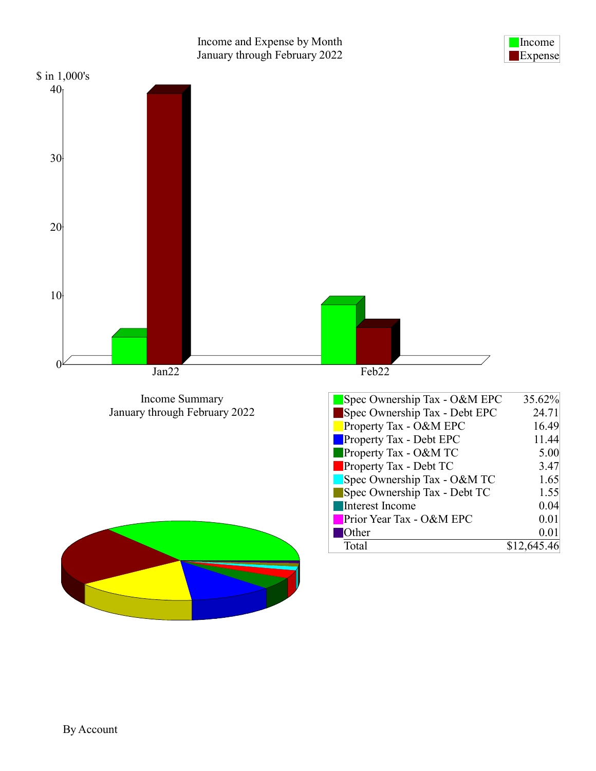Income and Expense by Month
January through February 2022

Income
Expense

$ in 1,000's

40
30
20
10
0

Jan22
Feb22

Income Summary
January through February 2022

| | |
|---|---|
| Spec Ownership Tax - O&M EPC | 35.62% |
| Spec Ownership Tax - Debt EPC | 24.71 |
| Property Tax - O&M EPC | 16.49 |
| Property Tax - Debt EPC | 11.44 |
| Property Tax - O&M TC | 5.00 |
| Property Tax - Debt TC | 3.47 |
| Spec Ownership Tax - O&M TC | 1.65 |
| Spec Ownership Tax - Debt TC | 1.55 |
| Interest Income | 0.04 |
| Prior Year Tax - O&M EPC | 0.01 |
| Other | 0.01 |
| Total | $12,645.46 |

By Account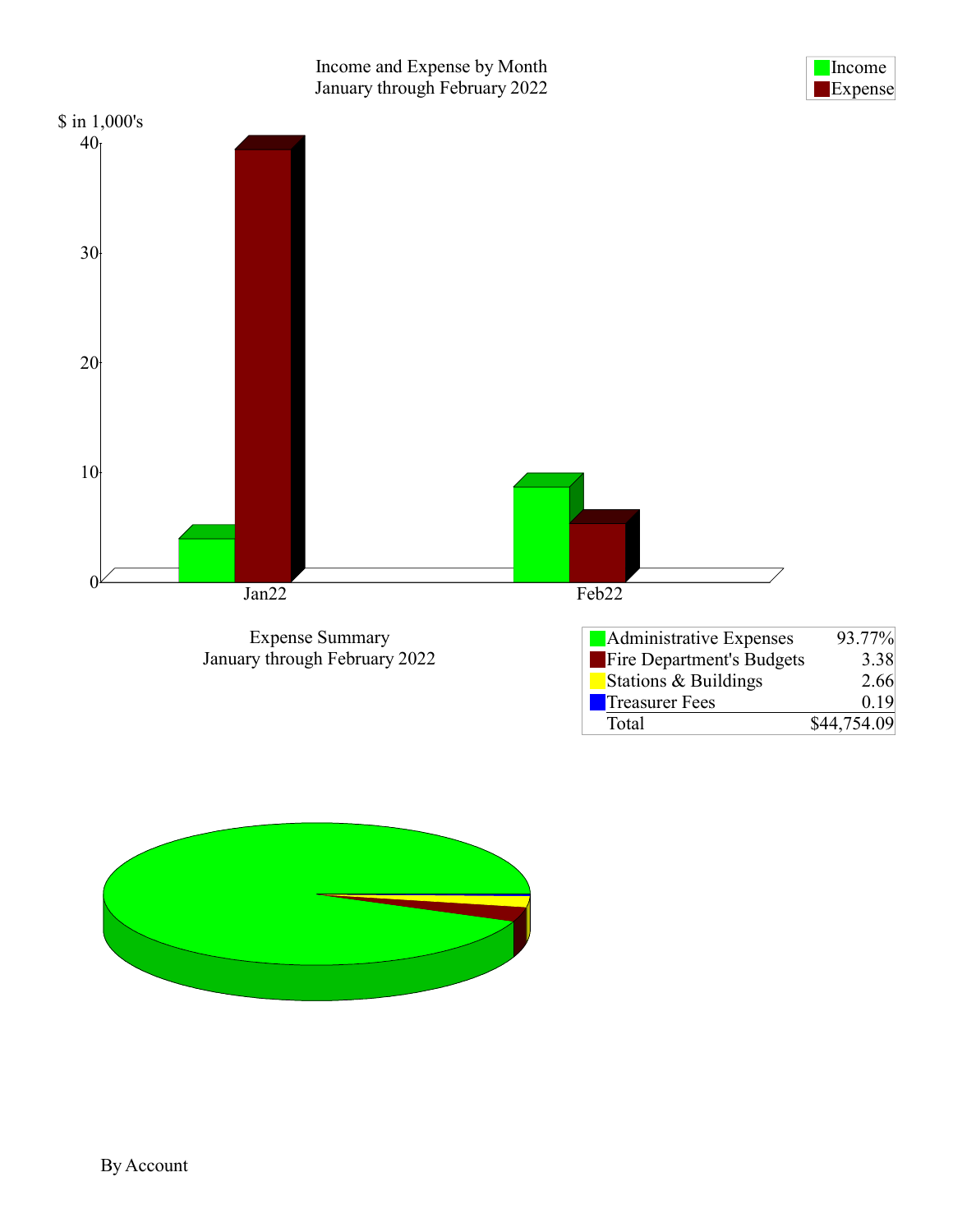Income and Expense by Month
January through February 2022

Income
Expense

$ in 1,000's

40
30
20
10
0

Jan22
Feb22

Expense Summary
January through February 2022

Administrative Expenses 93.77%
Fire Department's Budgets 3.38
Stations & Buildings 2.66
Treasurer Fees 0.19
Total $44,754.09

By Account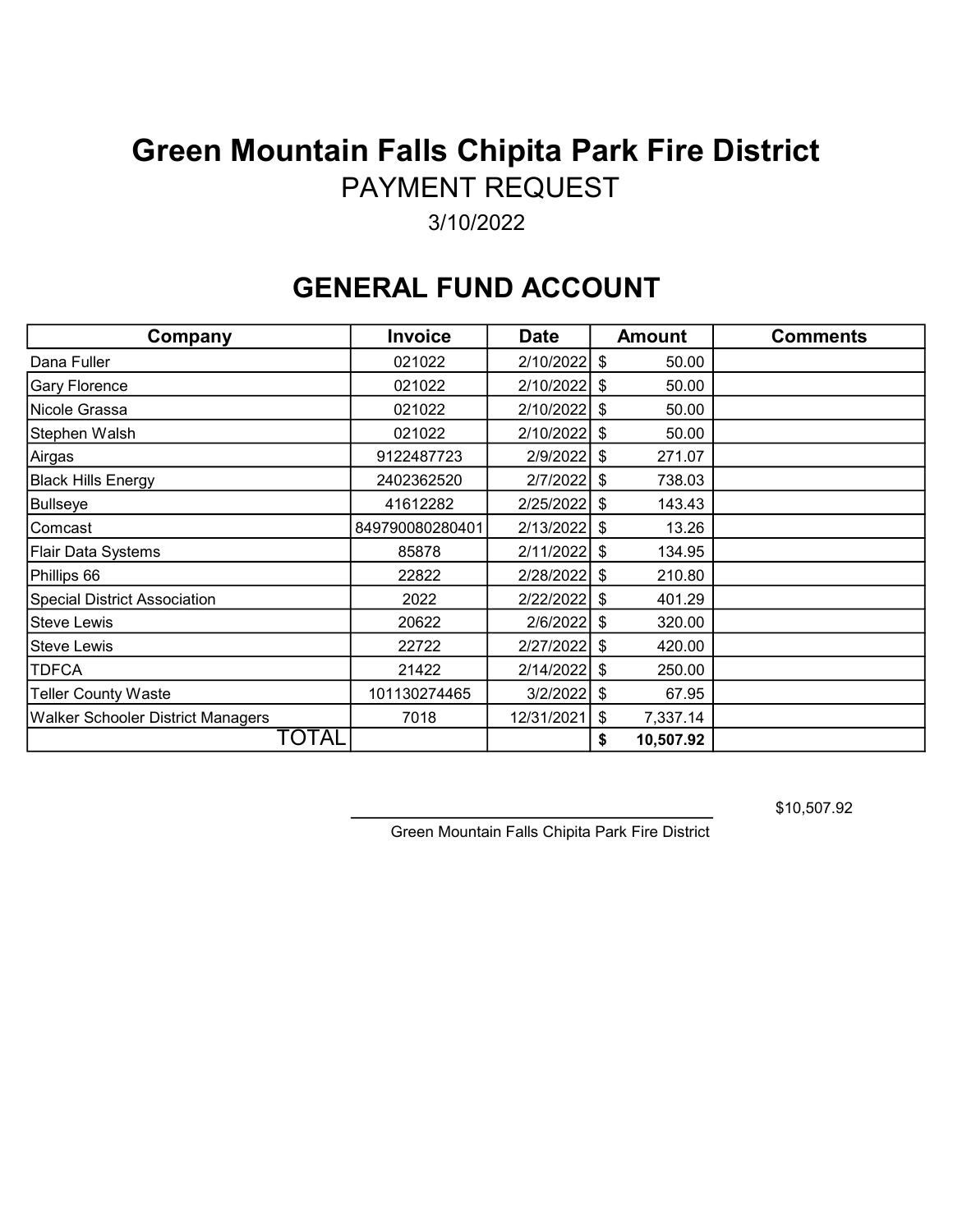# Green Mountain Falls Chipita Park Fire District

PAYMENT REQUEST

3/10/2022

## GENERAL FUND ACCOUNT

| Company | Invoice | Date | Amount | Comments |
|---|---|---|---|---|
| Dana Fuller | 021022 | 2/10/2022 | $ 50.00 | |
| Gary Florence | 021022 | 2/10/2022 | $ 50.00 | |
| Nicole Grassa | 021022 | 2/10/2022 | $ 50.00 | |
| Stephen Walsh | 021022 | 2/10/2022 | $ 50.00 | |
| Airgas | 9122487723 | 2/9/2022 | $ 271.07 | |
| Black Hills Energy | 2402362520 | 2/7/2022 | $ 738.03 | |
| Bullseye | 41612282 | 2/25/2022 | $ 143.43 | |
| Comcast | 849790080280401 | 2/13/2022 | $ 13.26 | |
| Flair Data Systems | 85878 | 2/11/2022 | $ 134.95 | |
| Phillips 66 | 22822 | 2/28/2022 | $ 210.80 | |
| Special District Association | 2022 | 2/22/2022 | $ 401.29 | |
| Steve Lewis | 20622 | 2/6/2022 | $ 320.00 | |
| Steve Lewis | 22722 | 2/27/2022 | $ 420.00 | |
| TDFCA | 21422 | 2/14/2022 | $ 250.00 | |
| Teller County Waste | 101130274465 | 3/2/2022 | $ 67.95 | |
| Walker Schooler District Managers | 7018 | 12/31/2021 | $ 7,337.14 | |
| TOTAL | | | **$ 10,507.92** | |

$10,507.92

Green Mountain Falls Chipita Park Fire District